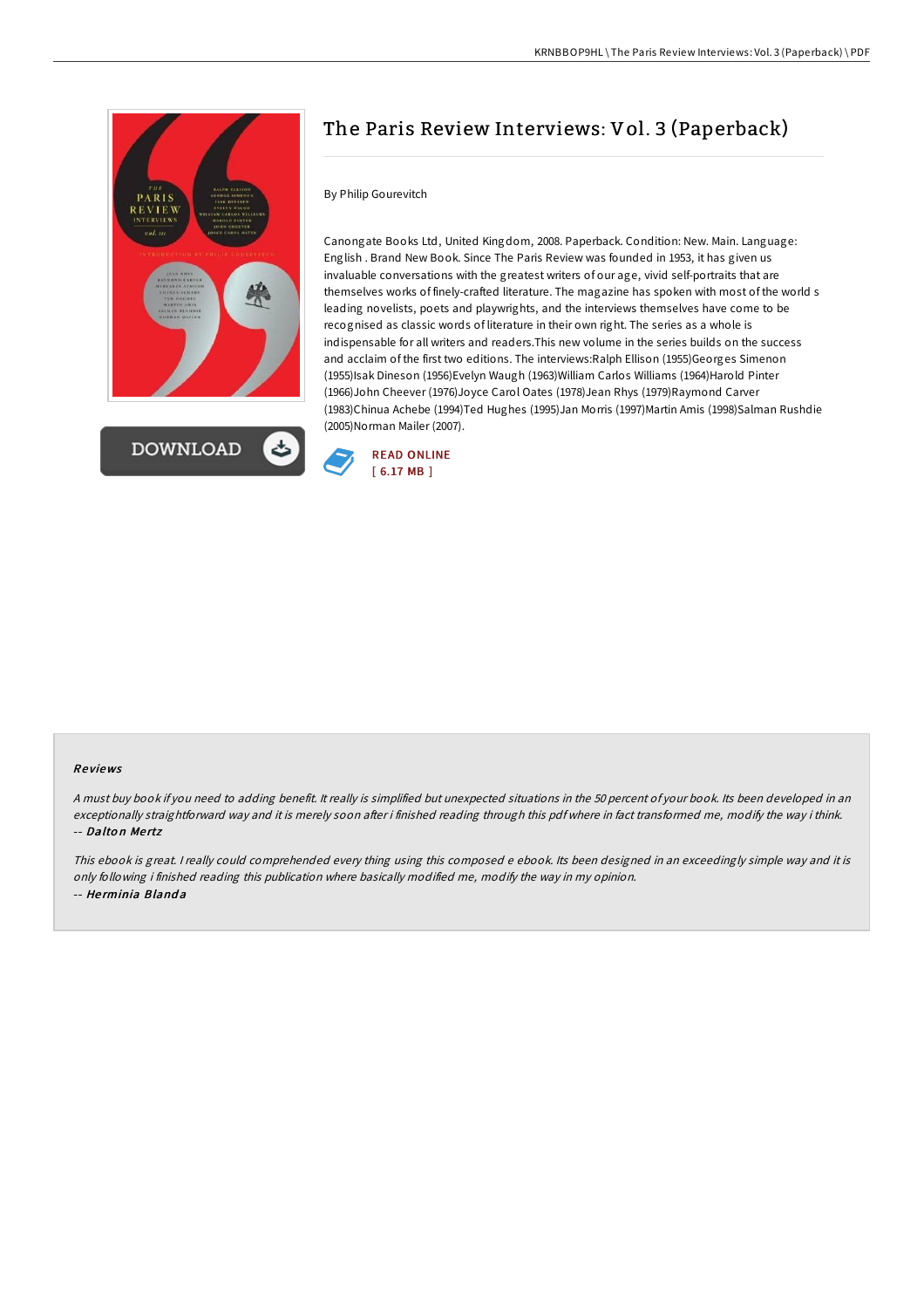# The Paris Review Interviews: Vol. 3 (Paperback)

By Philip Gourevitch

Canongate Books Ltd, United Kingdom, 2008. Paperback. Condition: New. Main. Language: English . Brand New Book. Since The Paris Review was founded in 1953, it has given us invaluable conversations with the greatest writers of our age, vivid self-portraits that are themselves works of finely-crafted literature. The magazine has spoken with most of the world s leading novelists, poets and playwrights, and the interviews themselves have come to be recognised as classic words of literature in their own right. The series as a whole is indispensable for all writers and readers.This new volume in the series builds on the success and acclaim of the first two editions. The interviews:Ralph Ellison (1955)Georges Simenon (1955)Isak Dineson (1956)Evelyn Waugh (1963)William Carlos Williams (1964)Harold Pinter (1966)John Cheever (1976)Joyce Carol Oates (1978)Jean Rhys (1979)Raymond Carver (1983)Chinua Achebe (1994)Ted Hughes (1995)Jan Morris (1997)Martin Amis (1998)Salman Rushdie (2005)Norman Mailer (2007).

DOWNLOAD

READ ONLINE
[ 6.17 MB ]

## Reviews

*A must buy book if you need to adding benefit. It really is simplified but unexpected situations in the 50 percent of your book. Its been developed in an exceptionally straightforward way and it is merely soon after i finished reading through this pdf where in fact transformed me, modify the way i think.*
-- ***Dalton Mertz***

*This ebook is great. I really could comprehended every thing using this composed e ebook. Its been designed in an exceedingly simple way and it is only following i finished reading this publication where basically modified me, modify the way in my opinion.*
-- ***Herminia Blanda***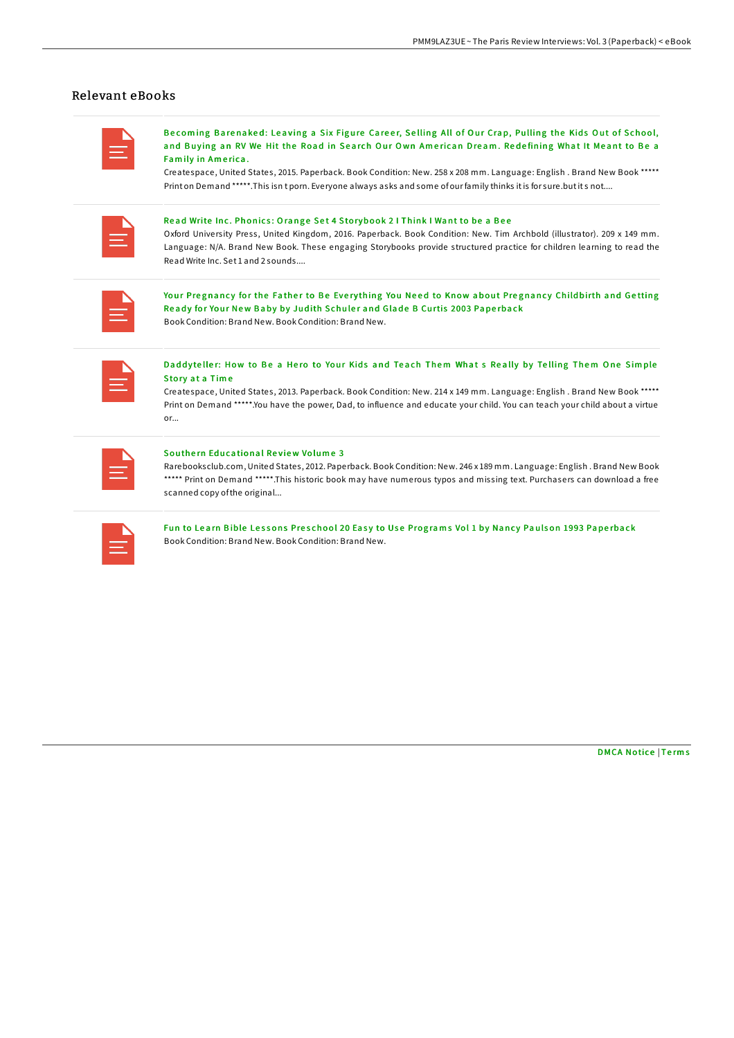## Relevant eBooks

**Becoming Barenaked: Leaving a Six Figure Career, Selling All of Our Crap, Pulling the Kids Out of School, and Buying an RV We Hit the Road in Search Our Own American Dream. Redefining What It Meant to Be a Family in America.**

Createspace, United States, 2015. Paperback. Book Condition: New. 258 x 208 mm. Language: English . Brand New Book ***** Print on Demand *****.This isn t porn. Everyone always asks and some of our family thinks it is for sure.but it s not....

**Read Write Inc. Phonics: Orange Set 4 Storybook 2 I Think I Want to be a Bee**

Oxford University Press, United Kingdom, 2016. Paperback. Book Condition: New. Tim Archbold (illustrator). 209 x 149 mm. Language: N/A. Brand New Book. These engaging Storybooks provide structured practice for children learning to read the Read Write Inc. Set 1 and 2 sounds....

**Your Pregnancy for the Father to Be Everything You Need to Know about Pregnancy Childbirth and Getting Ready for Your New Baby by Judith Schuler and Glade B Curtis 2003 Paperback**

Book Condition: Brand New. Book Condition: Brand New.

**Daddyteller: How to Be a Hero to Your Kids and Teach Them What s Really by Telling Them One Simple Story at a Time**

Createspace, United States, 2013. Paperback. Book Condition: New. 214 x 149 mm. Language: English . Brand New Book ***** Print on Demand *****.You have the power, Dad, to influence and educate your child. You can teach your child about a virtue or...

**Southern Educational Review Volume 3**

Rarebooksclub.com, United States, 2012. Paperback. Book Condition: New. 246 x 189 mm. Language: English . Brand New Book ***** Print on Demand *****.This historic book may have numerous typos and missing text. Purchasers can download a free scanned copy of the original...

**Fun to Learn Bible Lessons Preschool 20 Easy to Use Programs Vol 1 by Nancy Paulson 1993 Paperback**

Book Condition: Brand New. Book Condition: Brand New.